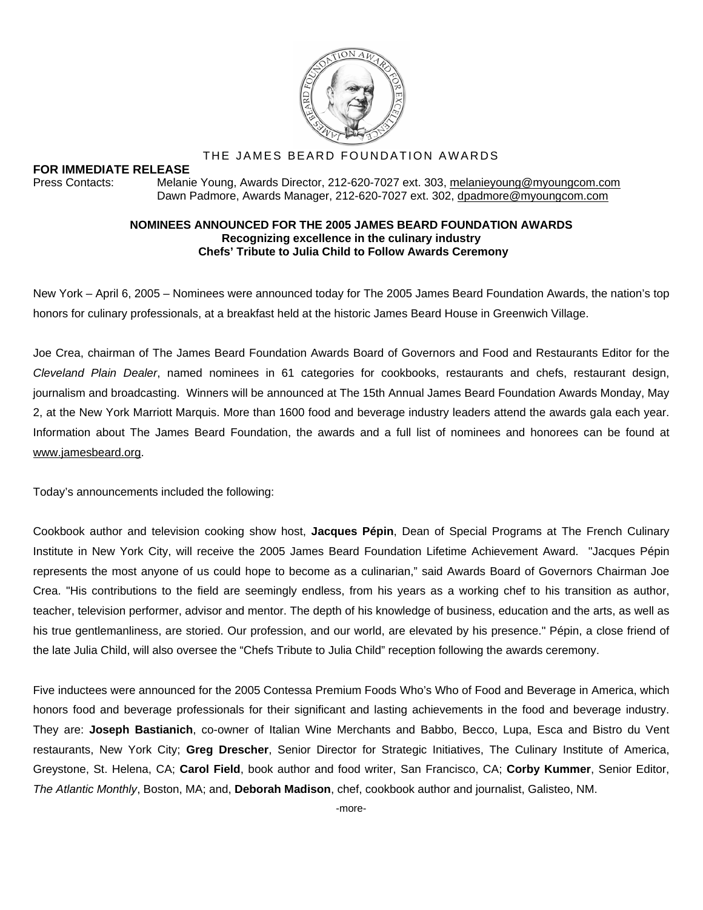THE JAMES BEARD FOUNDATION AWARDS

**FOR IMMEDIATE RELEASE**

Press Contacts: Melanie Young, Awards Director, 212-620-7027 ext. 303, melanieyoung@myoungcom.com
Dawn Padmore, Awards Manager, 212-620-7027 ext. 302, dpadmore@myoungcom.com

**NOMINEES ANNOUNCED FOR THE 2005 JAMES BEARD FOUNDATION AWARDS**
**Recognizing excellence in the culinary industry**
**Chefs' Tribute to Julia Child to Follow Awards Ceremony**

New York – April 6, 2005 – Nominees were announced today for The 2005 James Beard Foundation Awards, the nation's top honors for culinary professionals, at a breakfast held at the historic James Beard House in Greenwich Village.

Joe Crea, chairman of The James Beard Foundation Awards Board of Governors and Food and Restaurants Editor for the *Cleveland Plain Dealer*, named nominees in 61 categories for cookbooks, restaurants and chefs, restaurant design, journalism and broadcasting. Winners will be announced at The 15th Annual James Beard Foundation Awards Monday, May 2, at the New York Marriott Marquis. More than 1600 food and beverage industry leaders attend the awards gala each year. Information about The James Beard Foundation, the awards and a full list of nominees and honorees can be found at www.jamesbeard.org.

Today's announcements included the following:

Cookbook author and television cooking show host, **Jacques Pépin**, Dean of Special Programs at The French Culinary Institute in New York City, will receive the 2005 James Beard Foundation Lifetime Achievement Award. "Jacques Pépin represents the most anyone of us could hope to become as a culinarian," said Awards Board of Governors Chairman Joe Crea. "His contributions to the field are seemingly endless, from his years as a working chef to his transition as author, teacher, television performer, advisor and mentor. The depth of his knowledge of business, education and the arts, as well as his true gentlemanliness, are storied. Our profession, and our world, are elevated by his presence." Pépin, a close friend of the late Julia Child, will also oversee the "Chefs Tribute to Julia Child" reception following the awards ceremony.

Five inductees were announced for the 2005 Contessa Premium Foods Who's Who of Food and Beverage in America, which honors food and beverage professionals for their significant and lasting achievements in the food and beverage industry. They are: **Joseph Bastianich**, co-owner of Italian Wine Merchants and Babbo, Becco, Lupa, Esca and Bistro du Vent restaurants, New York City; **Greg Drescher**, Senior Director for Strategic Initiatives, The Culinary Institute of America, Greystone, St. Helena, CA; **Carol Field**, book author and food writer, San Francisco, CA; **Corby Kummer**, Senior Editor, *The Atlantic Monthly*, Boston, MA; and, **Deborah Madison**, chef, cookbook author and journalist, Galisteo, NM.

-more-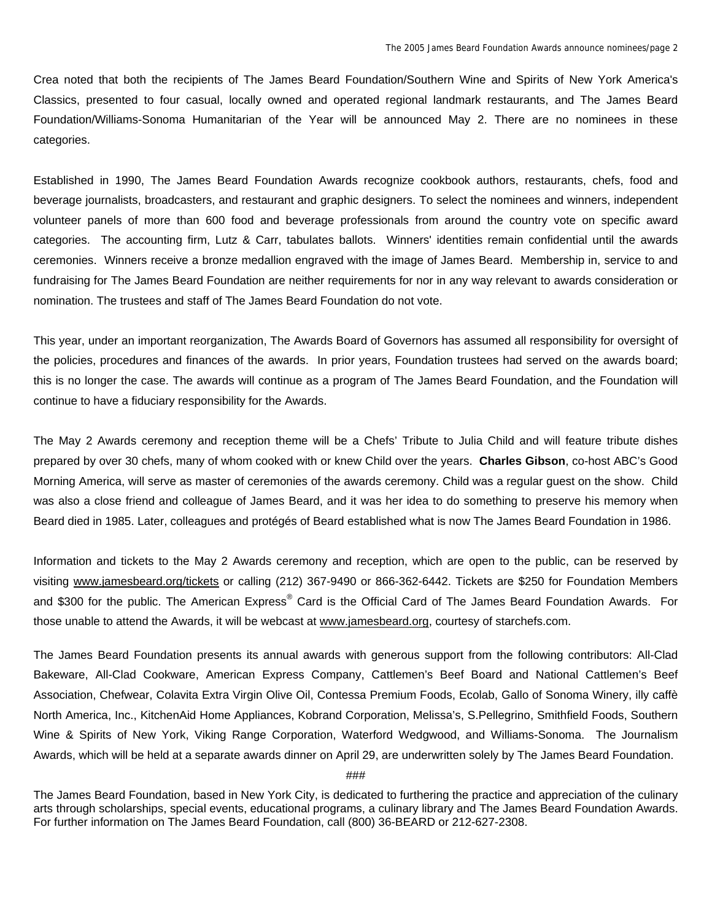Crea noted that both the recipients of The James Beard Foundation/Southern Wine and Spirits of New York America's Classics, presented to four casual, locally owned and operated regional landmark restaurants, and The James Beard Foundation/Williams-Sonoma Humanitarian of the Year will be announced May 2. There are no nominees in these categories.

Established in 1990, The James Beard Foundation Awards recognize cookbook authors, restaurants, chefs, food and beverage journalists, broadcasters, and restaurant and graphic designers. To select the nominees and winners, independent volunteer panels of more than 600 food and beverage professionals from around the country vote on specific award categories. The accounting firm, Lutz & Carr, tabulates ballots. Winners' identities remain confidential until the awards ceremonies. Winners receive a bronze medallion engraved with the image of James Beard. Membership in, service to and fundraising for The James Beard Foundation are neither requirements for nor in any way relevant to awards consideration or nomination. The trustees and staff of The James Beard Foundation do not vote.

This year, under an important reorganization, The Awards Board of Governors has assumed all responsibility for oversight of the policies, procedures and finances of the awards. In prior years, Foundation trustees had served on the awards board; this is no longer the case. The awards will continue as a program of The James Beard Foundation, and the Foundation will continue to have a fiduciary responsibility for the Awards.

The May 2 Awards ceremony and reception theme will be a Chefs' Tribute to Julia Child and will feature tribute dishes prepared by over 30 chefs, many of whom cooked with or knew Child over the years. **Charles Gibson**, co-host ABC's Good Morning America, will serve as master of ceremonies of the awards ceremony. Child was a regular guest on the show. Child was also a close friend and colleague of James Beard, and it was her idea to do something to preserve his memory when Beard died in 1985. Later, colleagues and protégés of Beard established what is now The James Beard Foundation in 1986.

Information and tickets to the May 2 Awards ceremony and reception, which are open to the public, can be reserved by visiting www.jamesbeard.org/tickets or calling (212) 367-9490 or 866-362-6442. Tickets are $250 for Foundation Members and $300 for the public. The American Express® Card is the Official Card of The James Beard Foundation Awards. For those unable to attend the Awards, it will be webcast at www.jamesbeard.org, courtesy of starchefs.com.

The James Beard Foundation presents its annual awards with generous support from the following contributors: All-Clad Bakeware, All-Clad Cookware, American Express Company, Cattlemen's Beef Board and National Cattlemen's Beef Association, Chefwear, Colavita Extra Virgin Olive Oil, Contessa Premium Foods, Ecolab, Gallo of Sonoma Winery, illy caffè North America, Inc., KitchenAid Home Appliances, Kobrand Corporation, Melissa's, S.Pellegrino, Smithfield Foods, Southern Wine & Spirits of New York, Viking Range Corporation, Waterford Wedgwood, and Williams-Sonoma. The Journalism Awards, which will be held at a separate awards dinner on April 29, are underwritten solely by The James Beard Foundation.

###

The James Beard Foundation, based in New York City, is dedicated to furthering the practice and appreciation of the culinary arts through scholarships, special events, educational programs, a culinary library and The James Beard Foundation Awards. For further information on The James Beard Foundation, call (800) 36-BEARD or 212-627-2308.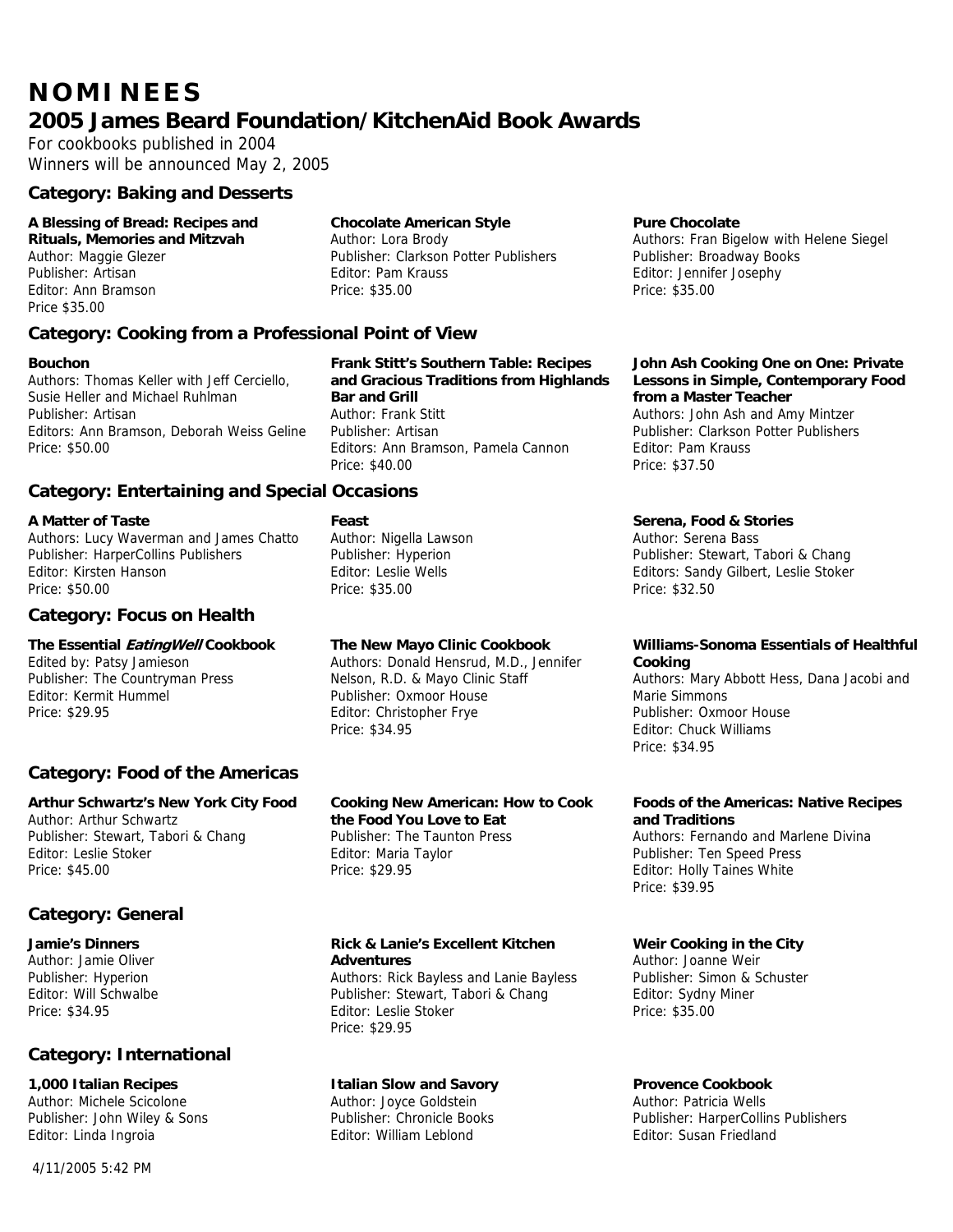# NOMINEES

## 2005 James Beard Foundation/KitchenAid Book Awards

For cookbooks published in 2004
Winners will be announced May 2, 2005

### Category: Baking and Desserts

**A Blessing of Bread: Recipes and Rituals, Memories and Mitzvah**
Author: Maggie Glezer
Publisher: Artisan
Editor: Ann Bramson
Price $35.00

**Chocolate American Style**
Author: Lora Brody
Publisher: Clarkson Potter Publishers
Editor: Pam Krauss
Price: $35.00

**Pure Chocolate**
Authors: Fran Bigelow with Helene Siegel
Publisher: Broadway Books
Editor: Jennifer Josephy
Price: $35.00

### Category: Cooking from a Professional Point of View

**Bouchon**
Authors: Thomas Keller with Jeff Cerciello, Susie Heller and Michael Ruhlman
Publisher: Artisan
Editors: Ann Bramson, Deborah Weiss Geline
Price: $50.00

**Frank Stitt's Southern Table: Recipes and Gracious Traditions from Highlands Bar and Grill**
Author: Frank Stitt
Publisher: Artisan
Editors: Ann Bramson, Pamela Cannon
Price: $40.00

**John Ash Cooking One on One: Private Lessons in Simple, Contemporary Food from a Master Teacher**
Authors: John Ash and Amy Mintzer
Publisher: Clarkson Potter Publishers
Editor: Pam Krauss
Price: $37.50

### Category: Entertaining and Special Occasions

**A Matter of Taste**
Authors: Lucy Waverman and James Chatto
Publisher: HarperCollins Publishers
Editor: Kirsten Hanson
Price: $50.00

**Feast**
Author: Nigella Lawson
Publisher: Hyperion
Editor: Leslie Wells
Price: $35.00

**Serena, Food & Stories**
Author: Serena Bass
Publisher: Stewart, Tabori & Chang
Editors: Sandy Gilbert, Leslie Stoker
Price: $32.50

### Category: Focus on Health

**The Essential *EatingWell* Cookbook**
Edited by: Patsy Jamieson
Publisher: The Countryman Press
Editor: Kermit Hummel
Price: $29.95

**The New Mayo Clinic Cookbook**
Authors: Donald Hensrud, M.D., Jennifer Nelson, R.D. & Mayo Clinic Staff
Publisher: Oxmoor House
Editor: Christopher Frye
Price: $34.95

**Williams-Sonoma Essentials of Healthful Cooking**
Authors: Mary Abbott Hess, Dana Jacobi and Marie Simmons
Publisher: Oxmoor House
Editor: Chuck Williams
Price: $34.95

### Category: Food of the Americas

**Arthur Schwartz's New York City Food**
Author: Arthur Schwartz
Publisher: Stewart, Tabori & Chang
Editor: Leslie Stoker
Price: $45.00

**Cooking New American: How to Cook the Food You Love to Eat**
Publisher: The Taunton Press
Editor: Maria Taylor
Price: $29.95

**Foods of the Americas: Native Recipes and Traditions**
Authors: Fernando and Marlene Divina
Publisher: Ten Speed Press
Editor: Holly Taines White
Price: $39.95

### Category: General

**Jamie's Dinners**
Author: Jamie Oliver
Publisher: Hyperion
Editor: Will Schwalbe
Price: $34.95

**Rick & Lanie's Excellent Kitchen Adventures**
Authors: Rick Bayless and Lanie Bayless
Publisher: Stewart, Tabori & Chang
Editor: Leslie Stoker
Price: $29.95

**Weir Cooking in the City**
Author: Joanne Weir
Publisher: Simon & Schuster
Editor: Sydny Miner
Price: $35.00

### Category: International

**1,000 Italian Recipes**
Author: Michele Scicolone
Publisher: John Wiley & Sons
Editor: Linda Ingroia

**Italian Slow and Savory**
Author: Joyce Goldstein
Publisher: Chronicle Books
Editor: William Leblond

**Provence Cookbook**
Author: Patricia Wells
Publisher: HarperCollins Publishers
Editor: Susan Friedland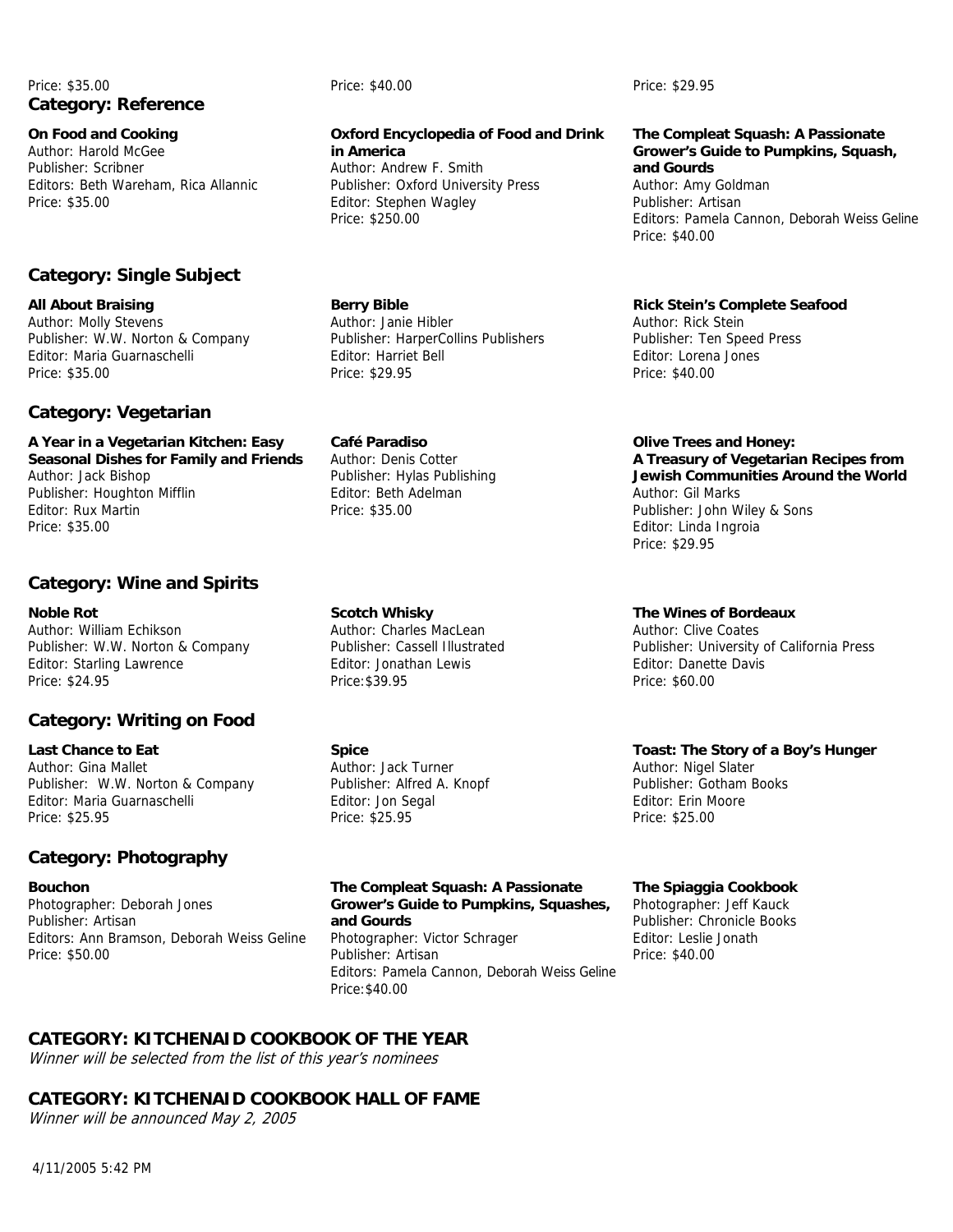Price: $35.00

Price: $40.00

Price: $29.95

## Category: Reference

**On Food and Cooking**
Author: Harold McGee
Publisher: Scribner
Editors: Beth Wareham, Rica Allannic
Price: $35.00

**Oxford Encyclopedia of Food and Drink in America**
Author: Andrew F. Smith
Publisher: Oxford University Press
Editor: Stephen Wagley
Price: $250.00

**The Compleat Squash: A Passionate Grower's Guide to Pumpkins, Squash, and Gourds**
Author: Amy Goldman
Publisher: Artisan
Editors: Pamela Cannon, Deborah Weiss Geline
Price: $40.00

## Category: Single Subject

**All About Braising**
Author: Molly Stevens
Publisher: W.W. Norton & Company
Editor: Maria Guarnaschelli
Price: $35.00

**Berry Bible**
Author: Janie Hibler
Publisher: HarperCollins Publishers
Editor: Harriet Bell
Price: $29.95

**Rick Stein's Complete Seafood**
Author: Rick Stein
Publisher: Ten Speed Press
Editor: Lorena Jones
Price: $40.00

## Category: Vegetarian

**A Year in a Vegetarian Kitchen: Easy Seasonal Dishes for Family and Friends**
Author: Jack Bishop
Publisher: Houghton Mifflin
Editor: Rux Martin
Price: $35.00

**Café Paradiso**
Author: Denis Cotter
Publisher: Hylas Publishing
Editor: Beth Adelman
Price: $35.00

**Olive Trees and Honey: A Treasury of Vegetarian Recipes from Jewish Communities Around the World**
Author: Gil Marks
Publisher: John Wiley & Sons
Editor: Linda Ingroia
Price: $29.95

## Category: Wine and Spirits

**Noble Rot**
Author: William Echikson
Publisher: W.W. Norton & Company
Editor: Starling Lawrence
Price: $24.95

**Scotch Whisky**
Author: Charles MacLean
Publisher: Cassell Illustrated
Editor: Jonathan Lewis
Price:$39.95

**The Wines of Bordeaux**
Author: Clive Coates
Publisher: University of California Press
Editor: Danette Davis
Price: $60.00

## Category: Writing on Food

**Last Chance to Eat**
Author: Gina Mallet
Publisher: W.W. Norton & Company
Editor: Maria Guarnaschelli
Price: $25.95

**Spice**
Author: Jack Turner
Publisher: Alfred A. Knopf
Editor: Jon Segal
Price: $25.95

**Toast: The Story of a Boy's Hunger**
Author: Nigel Slater
Publisher: Gotham Books
Editor: Erin Moore
Price: $25.00

## Category: Photography

**Bouchon**
Photographer: Deborah Jones
Publisher: Artisan
Editors: Ann Bramson, Deborah Weiss Geline
Price: $50.00

**The Compleat Squash: A Passionate Grower's Guide to Pumpkins, Squashes, and Gourds**
Photographer: Victor Schrager
Publisher: Artisan
Editors: Pamela Cannon, Deborah Weiss Geline
Price:$40.00

**The Spiaggia Cookbook**
Photographer: Jeff Kauck
Publisher: Chronicle Books
Editor: Leslie Jonath
Price: $40.00

## CATEGORY: KITCHENAID COOKBOOK OF THE YEAR

*Winner will be selected from the list of this year's nominees*

## CATEGORY: KITCHENAID COOKBOOK HALL OF FAME

*Winner will be announced May 2, 2005*

4/11/2005 5:42 PM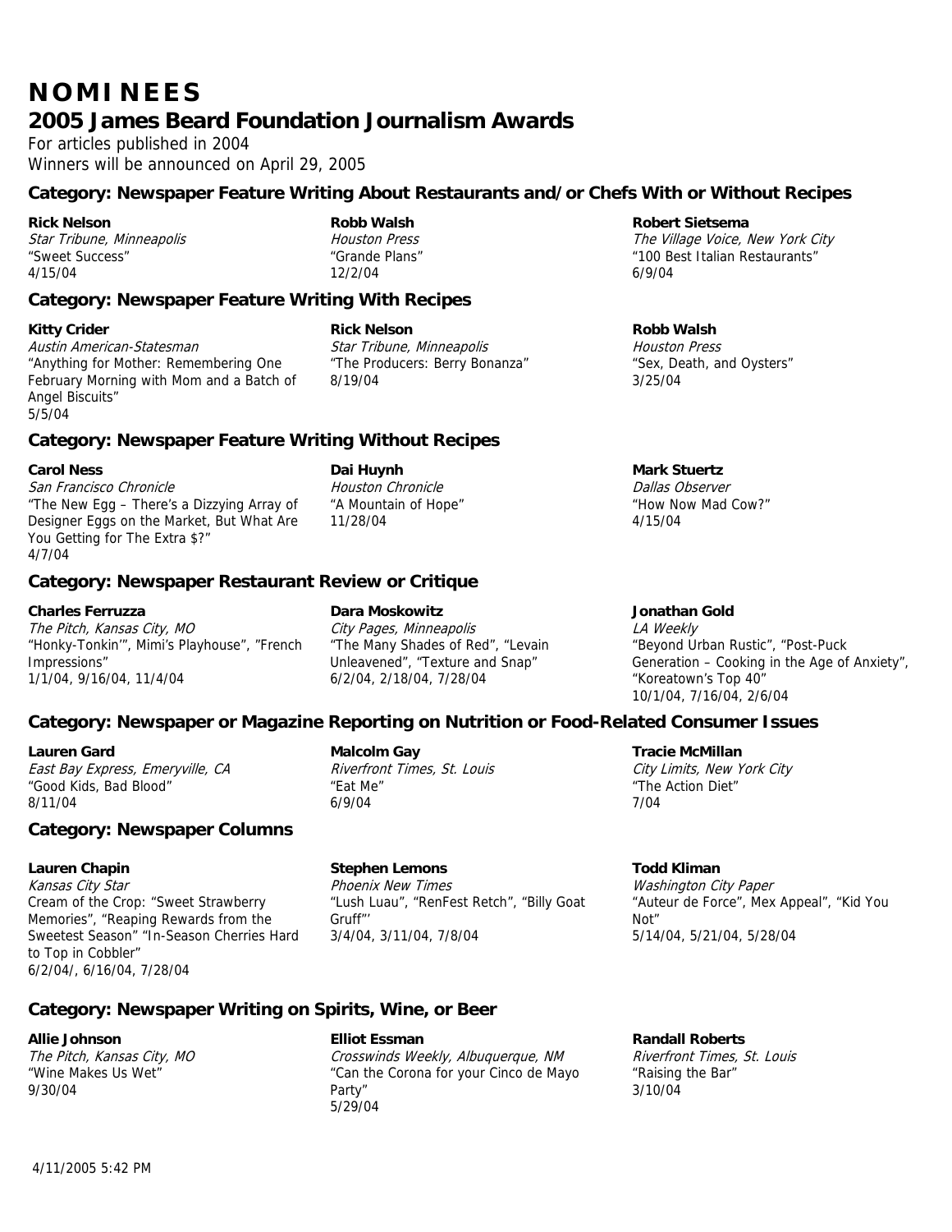# NOMINEES

## 2005 James Beard Foundation Journalism Awards

For articles published in 2004
Winners will be announced on April 29, 2005

### Category: Newspaper Feature Writing About Restaurants and/or Chefs With or Without Recipes

**Rick Nelson**
*Star Tribune, Minneapolis*
"Sweet Success"
4/15/04

**Robb Walsh**
*Houston Press*
"Grande Plans"
12/2/04

**Robert Sietsema**
*The Village Voice, New York City*
"100 Best Italian Restaurants"
6/9/04

### Category: Newspaper Feature Writing With Recipes

**Kitty Crider**
*Austin American-Statesman*
"Anything for Mother: Remembering One February Morning with Mom and a Batch of Angel Biscuits"
5/5/04

**Rick Nelson**
*Star Tribune, Minneapolis*
"The Producers: Berry Bonanza"
8/19/04

**Robb Walsh**
*Houston Press*
"Sex, Death, and Oysters"
3/25/04

### Category: Newspaper Feature Writing Without Recipes

**Carol Ness**
*San Francisco Chronicle*
"The New Egg – There's a Dizzying Array of Designer Eggs on the Market, But What Are You Getting for The Extra $?"
4/7/04

**Dai Huynh**
*Houston Chronicle*
"A Mountain of Hope"
11/28/04

**Mark Stuertz**
*Dallas Observer*
"How Now Mad Cow?"
4/15/04

### Category: Newspaper Restaurant Review or Critique

**Charles Ferruzza**
*The Pitch, Kansas City, MO*
"Honky-Tonkin'", Mimi's Playhouse", "French Impressions"
1/1/04, 9/16/04, 11/4/04

**Dara Moskowitz**
*City Pages, Minneapolis*
"The Many Shades of Red", "Levain Unleavened", "Texture and Snap"
6/2/04, 2/18/04, 7/28/04

**Jonathan Gold**
*LA Weekly*
"Beyond Urban Rustic", "Post-Puck Generation – Cooking in the Age of Anxiety", "Koreatown's Top 40"
10/1/04, 7/16/04, 2/6/04

### Category: Newspaper or Magazine Reporting on Nutrition or Food-Related Consumer Issues

**Lauren Gard**
*East Bay Express, Emeryville, CA*
"Good Kids, Bad Blood"
8/11/04

**Malcolm Gay**
*Riverfront Times, St. Louis*
"Eat Me"
6/9/04

**Tracie McMillan**
*City Limits, New York City*
"The Action Diet"
7/04

### Category: Newspaper Columns

**Lauren Chapin**
*Kansas City Star*
Cream of the Crop: "Sweet Strawberry Memories", "Reaping Rewards from the Sweetest Season" "In-Season Cherries Hard to Top in Cobbler"
6/2/04/, 6/16/04, 7/28/04

**Stephen Lemons**
*Phoenix New Times*
"Lush Luau", "RenFest Retch", "Billy Goat Gruff"'
3/4/04, 3/11/04, 7/8/04

**Todd Kliman**
*Washington City Paper*
"Auteur de Force", Mex Appeal", "Kid You Not"
5/14/04, 5/21/04, 5/28/04

### Category: Newspaper Writing on Spirits, Wine, or Beer

**Allie Johnson**
*The Pitch, Kansas City, MO*
"Wine Makes Us Wet"
9/30/04

**Elliot Essman**
*Crosswinds Weekly, Albuquerque, NM*
"Can the Corona for your Cinco de Mayo Party"
5/29/04

**Randall Roberts**
*Riverfront Times, St. Louis*
"Raising the Bar"
3/10/04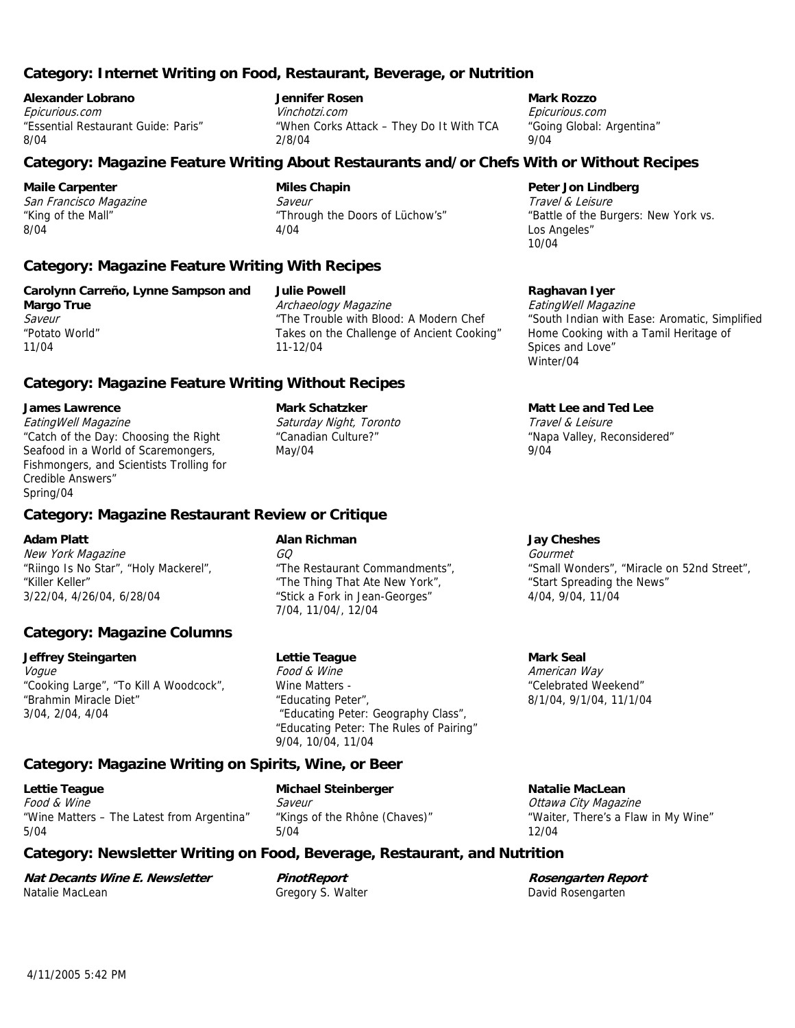## Category: Internet Writing on Food, Restaurant, Beverage, or Nutrition

**Alexander Lobrano**
*Epicurious.com*
"Essential Restaurant Guide: Paris"
8/04

**Jennifer Rosen**
*Vinchotzi.com*
"When Corks Attack – They Do It With TCA
2/8/04

**Mark Rozzo**
*Epicurious.com*
"Going Global: Argentina"
9/04

## Category: Magazine Feature Writing About Restaurants and/or Chefs With or Without Recipes

**Maile Carpenter**
*San Francisco Magazine*
"King of the Mall"
8/04

**Miles Chapin**
*Saveur*
"Through the Doors of Lüchow's"
4/04

**Peter Jon Lindberg**
*Travel & Leisure*
"Battle of the Burgers: New York vs. Los Angeles"
10/04

## Category: Magazine Feature Writing With Recipes

**Carolynn Carreño, Lynne Sampson and Margo True**
*Saveur*
"Potato World"
11/04

**Julie Powell**
*Archaeology Magazine*
"The Trouble with Blood: A Modern Chef Takes on the Challenge of Ancient Cooking"
11-12/04

**Raghavan Iyer**
*EatingWell Magazine*
"South Indian with Ease: Aromatic, Simplified Home Cooking with a Tamil Heritage of Spices and Love"
Winter/04

## Category: Magazine Feature Writing Without Recipes

**James Lawrence**
*EatingWell Magazine*
"Catch of the Day: Choosing the Right Seafood in a World of Scaremongers, Fishmongers, and Scientists Trolling for Credible Answers"
Spring/04

**Mark Schatzker**
*Saturday Night, Toronto*
"Canadian Culture?"
May/04

**Matt Lee and Ted Lee**
*Travel & Leisure*
"Napa Valley, Reconsidered"
9/04

## Category: Magazine Restaurant Review or Critique

**Adam Platt**
*New York Magazine*
"Riingo Is No Star", "Holy Mackerel", "Killer Keller"
3/22/04, 4/26/04, 6/28/04

**Alan Richman**
*GQ*
"The Restaurant Commandments", "The Thing That Ate New York", "Stick a Fork in Jean-Georges"
7/04, 11/04/, 12/04

**Jay Cheshes**
*Gourmet*
"Small Wonders", "Miracle on 52nd Street", "Start Spreading the News"
4/04, 9/04, 11/04

## Category: Magazine Columns

**Jeffrey Steingarten**
*Vogue*
"Cooking Large", "To Kill A Woodcock", "Brahmin Miracle Diet"
3/04, 2/04, 4/04

**Lettie Teague**
*Food & Wine*
Wine Matters -
"Educating Peter",
"Educating Peter: Geography Class",
"Educating Peter: The Rules of Pairing"
9/04, 10/04, 11/04

**Mark Seal**
*American Way*
"Celebrated Weekend"
8/1/04, 9/1/04, 11/1/04

## Category: Magazine Writing on Spirits, Wine, or Beer

**Lettie Teague**
*Food & Wine*
"Wine Matters – The Latest from Argentina"
5/04

**Michael Steinberger**
*Saveur*
"Kings of the Rhône (Chaves)"
5/04

**Natalie MacLean**
*Ottawa City Magazine*
"Waiter, There's a Flaw in My Wine"
12/04

## Category: Newsletter Writing on Food, Beverage, Restaurant, and Nutrition

***Nat Decants Wine E. Newsletter***
Natalie MacLean

***PinotReport***
Gregory S. Walter

***Rosengarten Report***
David Rosengarten

4/11/2005 5:42 PM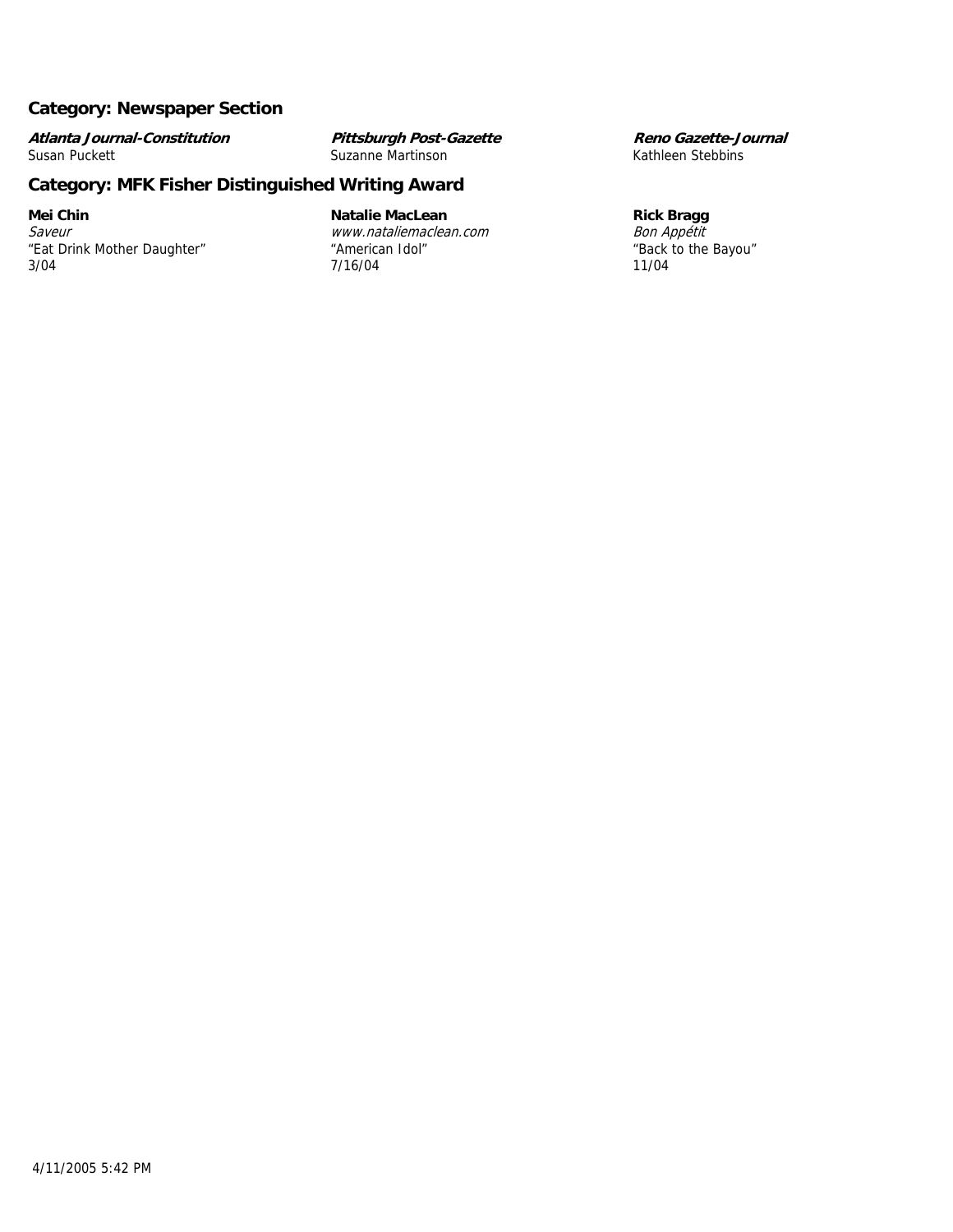## Category: Newspaper Section

***Atlanta Journal-Constitution***
Susan Puckett

***Pittsburgh Post-Gazette***
Suzanne Martinson

***Reno Gazette-Journal***
Kathleen Stebbins

## Category: MFK Fisher Distinguished Writing Award

**Mei Chin**
*Saveur*
"Eat Drink Mother Daughter"
3/04

**Natalie MacLean**
*www.nataliemaclean.com*
"American Idol"
7/16/04

**Rick Bragg**
*Bon Appétit*
"Back to the Bayou"
11/04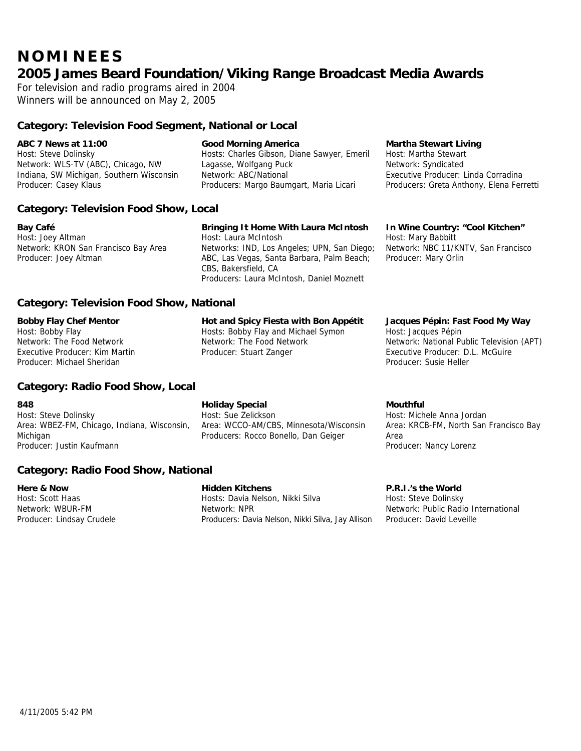# NOMINEES

## 2005 James Beard Foundation/Viking Range Broadcast Media Awards

For television and radio programs aired in 2004
Winners will be announced on May 2, 2005

### Category: Television Food Segment, National or Local

**ABC 7 News at 11:00**
Host: Steve Dolinsky
Network: WLS-TV (ABC), Chicago, NW Indiana, SW Michigan, Southern Wisconsin
Producer: Casey Klaus

**Good Morning America**
Hosts: Charles Gibson, Diane Sawyer, Emeril Lagasse, Wolfgang Puck
Network: ABC/National
Producers: Margo Baumgart, Maria Licari

**Martha Stewart Living**
Host: Martha Stewart
Network: Syndicated
Executive Producer: Linda Corradina
Producers: Greta Anthony, Elena Ferretti

### Category: Television Food Show, Local

**Bay Café**
Host: Joey Altman
Network: KRON San Francisco Bay Area
Producer: Joey Altman

**Bringing It Home With Laura McIntosh**
Host: Laura McIntosh
Networks: IND, Los Angeles; UPN, San Diego; ABC, Las Vegas, Santa Barbara, Palm Beach; CBS, Bakersfield, CA
Producers: Laura McIntosh, Daniel Moznett

**In Wine Country: "Cool Kitchen"**
Host: Mary Babbitt
Network: NBC 11/KNTV, San Francisco
Producer: Mary Orlin

### Category: Television Food Show, National

**Bobby Flay Chef Mentor**
Host: Bobby Flay
Network: The Food Network
Executive Producer: Kim Martin
Producer: Michael Sheridan

**Hot and Spicy Fiesta with Bon Appétit**
Hosts: Bobby Flay and Michael Symon
Network: The Food Network
Producer: Stuart Zanger

**Jacques Pépin: Fast Food My Way**
Host: Jacques Pépin
Network: National Public Television (APT)
Executive Producer: D.L. McGuire
Producer: Susie Heller

### Category: Radio Food Show, Local

**848**
Host: Steve Dolinsky
Area: WBEZ-FM, Chicago, Indiana, Wisconsin, Michigan
Producer: Justin Kaufmann

**Holiday Special**
Host: Sue Zelickson
Area: WCCO-AM/CBS, Minnesota/Wisconsin
Producers: Rocco Bonello, Dan Geiger

**Mouthful**
Host: Michele Anna Jordan
Area: KRCB-FM, North San Francisco Bay Area
Producer: Nancy Lorenz

### Category: Radio Food Show, National

**Here & Now**
Host: Scott Haas
Network: WBUR-FM
Producer: Lindsay Crudele

**Hidden Kitchens**
Hosts: Davia Nelson, Nikki Silva
Network: NPR
Producers: Davia Nelson, Nikki Silva, Jay Allison

**P.R.I.'s the World**
Host: Steve Dolinsky
Network: Public Radio International
Producer: David Leveille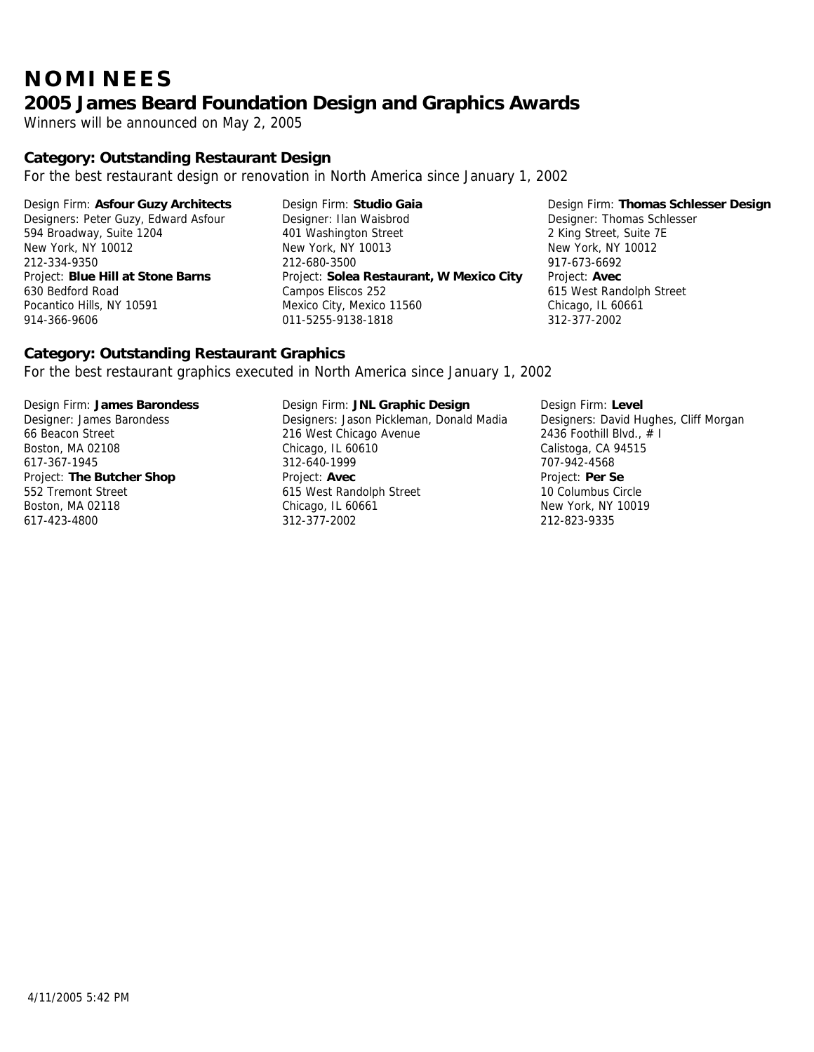# NOMINEES

## 2005 James Beard Foundation Design and Graphics Awards

Winners will be announced on May 2, 2005

### Category: Outstanding Restaurant Design

For the best restaurant design or renovation in North America since January 1, 2002

Design Firm: **Asfour Guzy Architects**
Designers: Peter Guzy, Edward Asfour
594 Broadway, Suite 1204
New York, NY 10012
212-334-9350
Project: **Blue Hill at Stone Barns**
630 Bedford Road
Pocantico Hills, NY 10591
914-366-9606

Design Firm: **Studio Gaia**
Designer: Ilan Waisbrod
401 Washington Street
New York, NY 10013
212-680-3500
Project: **Solea Restaurant, W Mexico City**
Campos Eliscos 252
Mexico City, Mexico 11560
011-5255-9138-1818

Design Firm: **Thomas Schlesser Design**
Designer: Thomas Schlesser
2 King Street, Suite 7E
New York, NY 10012
917-673-6692
Project: **Avec**
615 West Randolph Street
Chicago, IL 60661
312-377-2002

### Category: Outstanding Restaurant Graphics

For the best restaurant graphics executed in North America since January 1, 2002

Design Firm: **James Barondess**
Designer: James Barondess
66 Beacon Street
Boston, MA 02108
617-367-1945
Project: **The Butcher Shop**
552 Tremont Street
Boston, MA 02118
617-423-4800

Design Firm: **JNL Graphic Design**
Designers: Jason Pickleman, Donald Madia
216 West Chicago Avenue
Chicago, IL 60610
312-640-1999
Project: **Avec**
615 West Randolph Street
Chicago, IL 60661
312-377-2002

Design Firm: **Level**
Designers: David Hughes, Cliff Morgan
2436 Foothill Blvd., # I
Calistoga, CA 94515
707-942-4568
Project: **Per Se**
10 Columbus Circle
New York, NY 10019
212-823-9335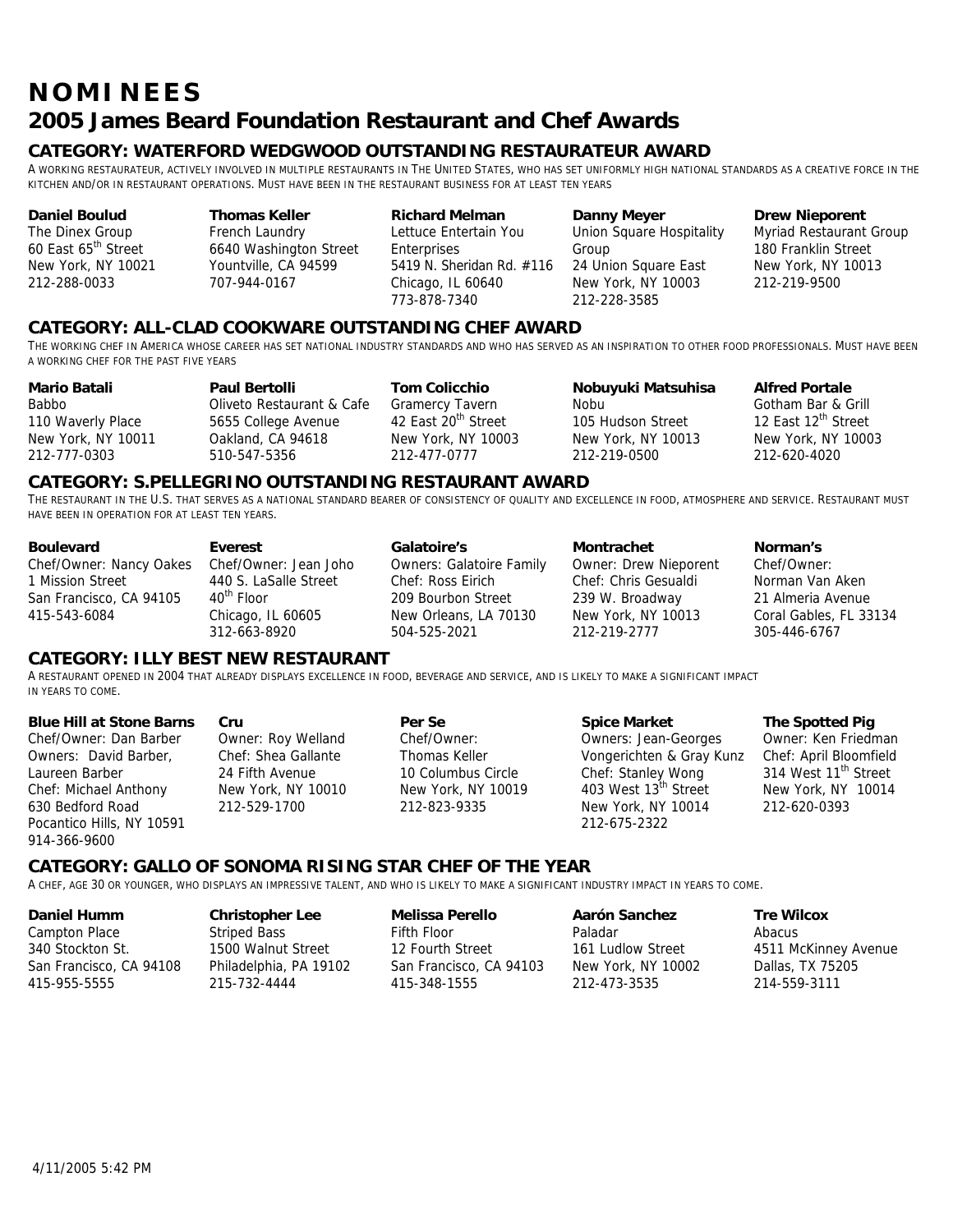# NOMINEES

## 2005 James Beard Foundation Restaurant and Chef Awards

### CATEGORY: WATERFORD WEDGWOOD OUTSTANDING RESTAURATEUR AWARD

A WORKING RESTAURATEUR, ACTIVELY INVOLVED IN MULTIPLE RESTAURANTS IN THE UNITED STATES, WHO HAS SET UNIFORMLY HIGH NATIONAL STANDARDS AS A CREATIVE FORCE IN THE KITCHEN AND/OR IN RESTAURANT OPERATIONS. MUST HAVE BEEN IN THE RESTAURANT BUSINESS FOR AT LEAST TEN YEARS

**Daniel Boulud**
The Dinex Group
60 East 65th Street
New York, NY 10021
212-288-0033

**Thomas Keller**
French Laundry
6640 Washington Street
Yountville, CA 94599
707-944-0167

**Richard Melman**
Lettuce Entertain You Enterprises
5419 N. Sheridan Rd. #116
Chicago, IL 60640
773-878-7340

**Danny Meyer**
Union Square Hospitality Group
24 Union Square East
New York, NY 10003
212-228-3585

**Drew Nieporent**
Myriad Restaurant Group
180 Franklin Street
New York, NY 10013
212-219-9500

### CATEGORY: ALL-CLAD COOKWARE OUTSTANDING CHEF AWARD

THE WORKING CHEF IN AMERICA WHOSE CAREER HAS SET NATIONAL INDUSTRY STANDARDS AND WHO HAS SERVED AS AN INSPIRATION TO OTHER FOOD PROFESSIONALS. MUST HAVE BEEN A WORKING CHEF FOR THE PAST FIVE YEARS

**Mario Batali**
Babbo
110 Waverly Place
New York, NY 10011
212-777-0303

**Paul Bertolli**
Oliveto Restaurant & Cafe
5655 College Avenue
Oakland, CA 94618
510-547-5356

**Tom Colicchio**
Gramercy Tavern
42 East 20th Street
New York, NY 10003
212-477-0777

**Nobuyuki Matsuhisa**
Nobu
105 Hudson Street
New York, NY 10013
212-219-0500

**Alfred Portale**
Gotham Bar & Grill
12 East 12th Street
New York, NY 10003
212-620-4020

### CATEGORY: S.PELLEGRINO OUTSTANDING RESTAURANT AWARD

THE RESTAURANT IN THE U.S. THAT SERVES AS A NATIONAL STANDARD BEARER OF CONSISTENCY OF QUALITY AND EXCELLENCE IN FOOD, ATMOSPHERE AND SERVICE. RESTAURANT MUST HAVE BEEN IN OPERATION FOR AT LEAST TEN YEARS.

**Boulevard**
Chef/Owner: Nancy Oakes
1 Mission Street
San Francisco, CA 94105
415-543-6084

**Everest**
Chef/Owner: Jean Joho
440 S. LaSalle Street
40th Floor
Chicago, IL 60605
312-663-8920

**Galatoire's**
Owners: Galatoire Family
Chef: Ross Eirich
209 Bourbon Street
New Orleans, LA 70130
504-525-2021

**Montrachet**
Owner: Drew Nieporent
Chef: Chris Gesualdi
239 W. Broadway
New York, NY 10013
212-219-2777

**Norman's**
Chef/Owner:
Norman Van Aken
21 Almeria Avenue
Coral Gables, FL 33134
305-446-6767

### CATEGORY: ILLY BEST NEW RESTAURANT

A RESTAURANT OPENED IN 2004 THAT ALREADY DISPLAYS EXCELLENCE IN FOOD, BEVERAGE AND SERVICE, AND IS LIKELY TO MAKE A SIGNIFICANT IMPACT IN YEARS TO COME.

**Blue Hill at Stone Barns**
Chef/Owner: Dan Barber
Owners: David Barber, Laureen Barber
Chef: Michael Anthony
630 Bedford Road
Pocantico Hills, NY 10591
914-366-9600

**Cru**
Owner: Roy Welland
Chef: Shea Gallante
24 Fifth Avenue
New York, NY 10010
212-529-1700

**Per Se**
Chef/Owner:
Thomas Keller
10 Columbus Circle
New York, NY 10019
212-823-9335

**Spice Market**
Owners: Jean-Georges Vongerichten & Gray Kunz
Chef: Stanley Wong
403 West 13th Street
New York, NY 10014
212-675-2322

**The Spotted Pig**
Owner: Ken Friedman
Chef: April Bloomfield
314 West 11th Street
New York, NY 10014
212-620-0393

### CATEGORY: GALLO OF SONOMA RISING STAR CHEF OF THE YEAR

A CHEF, AGE 30 OR YOUNGER, WHO DISPLAYS AN IMPRESSIVE TALENT, AND WHO IS LIKELY TO MAKE A SIGNIFICANT INDUSTRY IMPACT IN YEARS TO COME.

**Daniel Humm**
Campton Place
340 Stockton St.
San Francisco, CA 94108
415-955-5555

**Christopher Lee**
Striped Bass
1500 Walnut Street
Philadelphia, PA 19102
215-732-4444

**Melissa Perello**
Fifth Floor
12 Fourth Street
San Francisco, CA 94103
415-348-1555

**Aarón Sanchez**
Paladar
161 Ludlow Street
New York, NY 10002
212-473-3535

**Tre Wilcox**
Abacus
4511 McKinney Avenue
Dallas, TX 75205
214-559-3111

4/11/2005 5:42 PM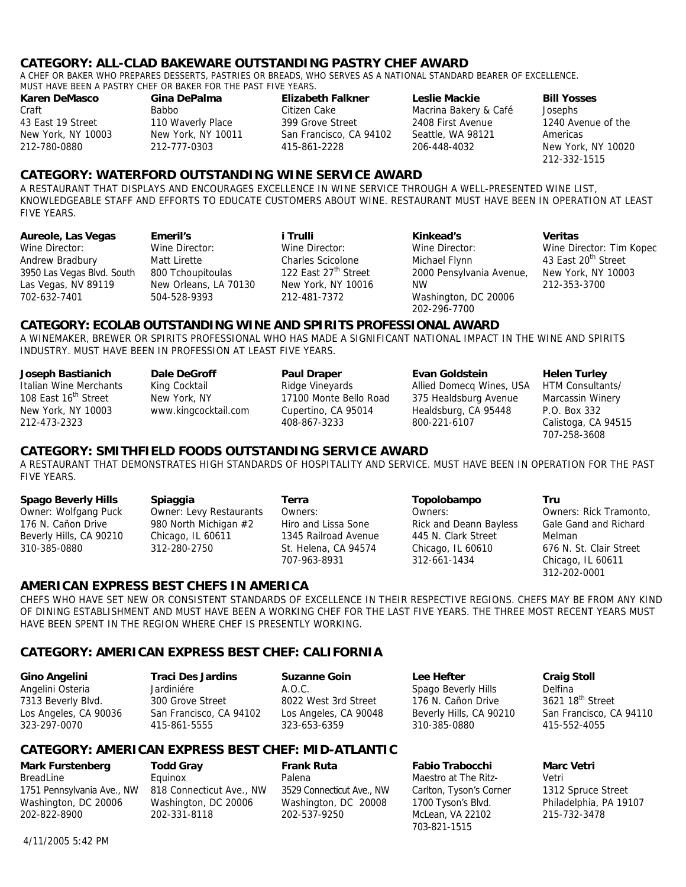## CATEGORY: ALL-CLAD BAKEWARE OUTSTANDING PASTRY CHEF AWARD

A CHEF OR BAKER WHO PREPARES DESSERTS, PASTRIES OR BREADS, WHO SERVES AS A NATIONAL STANDARD BEARER OF EXCELLENCE. MUST HAVE BEEN A PASTRY CHEF OR BAKER FOR THE PAST FIVE YEARS.

**Karen DeMasco**
Craft
43 East 19 Street
New York, NY 10003
212-780-0880

**Gina DePalma**
Babbo
110 Waverly Place
New York, NY 10011
212-777-0303

**Elizabeth Falkner**
Citizen Cake
399 Grove Street
San Francisco, CA 94102
415-861-2228

**Leslie Mackie**
Macrina Bakery & Café
2408 First Avenue
Seattle, WA 98121
206-448-4032

**Bill Yosses**
Josephs
1240 Avenue of the Americas
New York, NY 10020
212-332-1515

## CATEGORY: WATERFORD OUTSTANDING WINE SERVICE AWARD

A RESTAURANT THAT DISPLAYS AND ENCOURAGES EXCELLENCE IN WINE SERVICE THROUGH A WELL-PRESENTED WINE LIST, KNOWLEDGEABLE STAFF AND EFFORTS TO EDUCATE CUSTOMERS ABOUT WINE. RESTAURANT MUST HAVE BEEN IN OPERATION AT LEAST FIVE YEARS.

**Aureole, Las Vegas**
Wine Director:
Andrew Bradbury
3950 Las Vegas Blvd. South
Las Vegas, NV 89119
702-632-7401

**Emeril's**
Wine Director:
Matt Lirette
800 Tchoupitoulas
New Orleans, LA 70130
504-528-9393

**i Trulli**
Wine Director:
Charles Scicolone
122 East 27th Street
New York, NY 10016
212-481-7372

**Kinkead's**
Wine Director:
Michael Flynn
2000 Pensylvania Avenue, NW
Washington, DC 20006
202-296-7700

**Veritas**
Wine Director: Tim Kopec
43 East 20th Street
New York, NY 10003
212-353-3700

## CATEGORY: ECOLAB OUTSTANDING WINE AND SPIRITS PROFESSIONAL AWARD

A WINEMAKER, BREWER OR SPIRITS PROFESSIONAL WHO HAS MADE A SIGNIFICANT NATIONAL IMPACT IN THE WINE AND SPIRITS INDUSTRY. MUST HAVE BEEN IN PROFESSION AT LEAST FIVE YEARS.

**Joseph Bastianich**
Italian Wine Merchants
108 East 16th Street
New York, NY 10003
212-473-2323

**Dale DeGroff**
King Cocktail
New York, NY
www.kingcocktail.com

**Paul Draper**
Ridge Vineyards
17100 Monte Bello Road
Cupertino, CA 95014
408-867-3233

**Evan Goldstein**
Allied Domecq Wines, USA
375 Healdsburg Avenue
Healdsburg, CA 95448
800-221-6107

**Helen Turley**
HTM Consultants/
Marcassin Winery
P.O. Box 332
Calistoga, CA 94515
707-258-3608

## CATEGORY: SMITHFIELD FOODS OUTSTANDING SERVICE AWARD

A RESTAURANT THAT DEMONSTRATES HIGH STANDARDS OF HOSPITALITY AND SERVICE. MUST HAVE BEEN IN OPERATION FOR THE PAST FIVE YEARS.

**Spago Beverly Hills**
Owner: Wolfgang Puck
176 N. Cañon Drive
Beverly Hills, CA 90210
310-385-0880

**Spiaggia**
Owner: Levy Restaurants
980 North Michigan #2
Chicago, IL 60611
312-280-2750

**Terra**
Owners:
Hiro and Lissa Sone
1345 Railroad Avenue
St. Helena, CA 94574
707-963-8931

**Topolobampo**
Owners:
Rick and Deann Bayless
445 N. Clark Street
Chicago, IL 60610
312-661-1434

**Tru**
Owners: Rick Tramonto, Gale Gand and Richard Melman
676 N. St. Clair Street
Chicago, IL 60611
312-202-0001

## AMERICAN EXPRESS BEST CHEFS IN AMERICA

CHEFS WHO HAVE SET NEW OR CONSISTENT STANDARDS OF EXCELLENCE IN THEIR RESPECTIVE REGIONS. CHEFS MAY BE FROM ANY KIND OF DINING ESTABLISHMENT AND MUST HAVE BEEN A WORKING CHEF FOR THE LAST FIVE YEARS. THE THREE MOST RECENT YEARS MUST HAVE BEEN SPENT IN THE REGION WHERE CHEF IS PRESENTLY WORKING.

## CATEGORY: AMERICAN EXPRESS BEST CHEF: CALIFORNIA

**Gino Angelini**
Angelini Osteria
7313 Beverly Blvd.
Los Angeles, CA 90036
323-297-0070

**Traci Des Jardins**
Jardiniére
300 Grove Street
San Francisco, CA 94102
415-861-5555

**Suzanne Goin**
A.O.C.
8022 West 3rd Street
Los Angeles, CA 90048
323-653-6359

**Lee Hefter**
Spago Beverly Hills
176 N. Cañon Drive
Beverly Hills, CA 90210
310-385-0880

**Craig Stoll**
Delfina
3621 18th Street
San Francisco, CA 94110
415-552-4055

## CATEGORY: AMERICAN EXPRESS BEST CHEF: MID-ATLANTIC

**Mark Furstenberg**
BreadLine
1751 Pennsylvania Ave., NW
Washington, DC 20006
202-822-8900

**Todd Gray**
Equinox
818 Connecticut Ave., NW
Washington, DC 20006
202-331-8118

**Frank Ruta**
Palena
3529 Connecticut Ave., NW
Washington, DC 20008
202-537-9250

**Fabio Trabocchi**
Maestro at The Ritz-Carlton, Tyson's Corner
1700 Tyson's Blvd.
McLean, VA 22102
703-821-1515

**Marc Vetri**
Vetri
1312 Spruce Street
Philadelphia, PA 19107
215-732-3478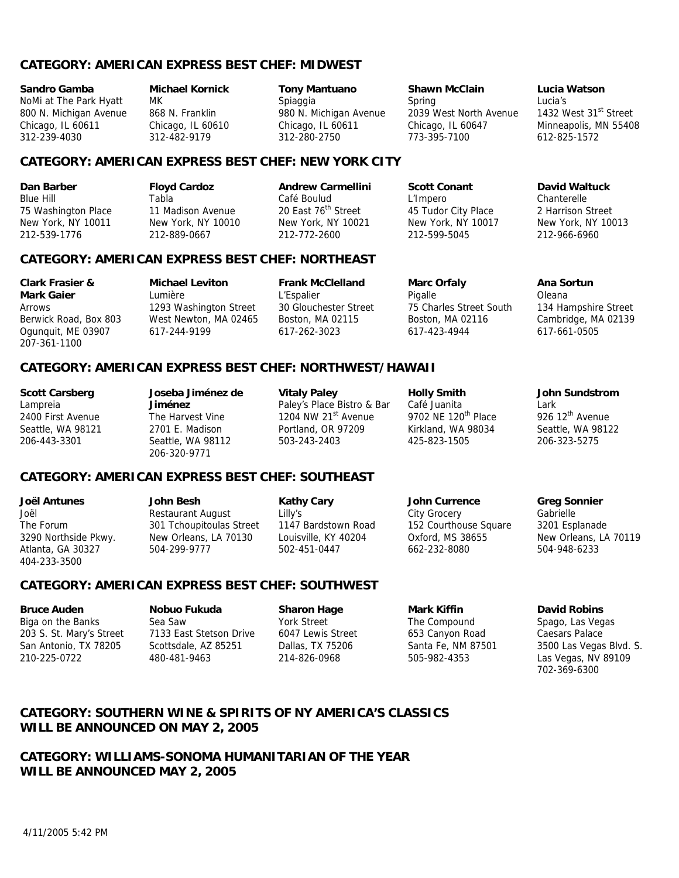## CATEGORY: AMERICAN EXPRESS BEST CHEF: MIDWEST

**Sandro Gamba**
NoMi at The Park Hyatt
800 N. Michigan Avenue
Chicago, IL 60611
312-239-4030

**Michael Kornick**
MK
868 N. Franklin
Chicago, IL 60610
312-482-9179

**Tony Mantuano**
Spiaggia
980 N. Michigan Avenue
Chicago, IL 60611
312-280-2750

**Shawn McClain**
Spring
2039 West North Avenue
Chicago, IL 60647
773-395-7100

**Lucia Watson**
Lucia's
1432 West 31st Street
Minneapolis, MN 55408
612-825-1572

## CATEGORY: AMERICAN EXPRESS BEST CHEF: NEW YORK CITY

**Dan Barber**
Blue Hill
75 Washington Place
New York, NY 10011
212-539-1776

**Floyd Cardoz**
Tabla
11 Madison Avenue
New York, NY 10010
212-889-0667

**Andrew Carmellini**
Café Boulud
20 East 76th Street
New York, NY 10021
212-772-2600

**Scott Conant**
L'Impero
45 Tudor City Place
New York, NY 10017
212-599-5045

**David Waltuck**
Chanterelle
2 Harrison Street
New York, NY 10013
212-966-6960

## CATEGORY: AMERICAN EXPRESS BEST CHEF: NORTHEAST

**Clark Frasier & Mark Gaier**
Arrows
Berwick Road, Box 803
Ogunquit, ME 03907
207-361-1100

**Michael Leviton**
Lumière
1293 Washington Street
West Newton, MA 02465
617-244-9199

**Frank McClelland**
L'Espalier
30 Glouchester Street
Boston, MA 02115
617-262-3023

**Marc Orfaly**
Pigalle
75 Charles Street South
Boston, MA 02116
617-423-4944

**Ana Sortun**
Oleana
134 Hampshire Street
Cambridge, MA 02139
617-661-0505

## CATEGORY: AMERICAN EXPRESS BEST CHEF: NORTHWEST/HAWAII

**Scott Carsberg**
Lampreia
2400 First Avenue
Seattle, WA 98121
206-443-3301

**Joseba Jiménez de Jiménez**
The Harvest Vine
2701 E. Madison
Seattle, WA 98112
206-320-9771

**Vitaly Paley**
Paley's Place Bistro & Bar
1204 NW 21st Avenue
Portland, OR 97209
503-243-2403

**Holly Smith**
Café Juanita
9702 NE 120th Place
Kirkland, WA 98034
425-823-1505

**John Sundstrom**
Lark
926 12th Avenue
Seattle, WA 98122
206-323-5275

## CATEGORY: AMERICAN EXPRESS BEST CHEF: SOUTHEAST

**Joël Antunes**
Joël
The Forum
3290 Northside Pkwy.
Atlanta, GA 30327
404-233-3500

**John Besh**
Restaurant August
301 Tchoupitoulas Street
New Orleans, LA 70130
504-299-9777

**Kathy Cary**
Lilly's
1147 Bardstown Road
Louisville, KY 40204
502-451-0447

**John Currence**
City Grocery
152 Courthouse Square
Oxford, MS 38655
662-232-8080

**Greg Sonnier**
Gabrielle
3201 Esplanade
New Orleans, LA 70119
504-948-6233

## CATEGORY: AMERICAN EXPRESS BEST CHEF: SOUTHWEST

**Bruce Auden**
Biga on the Banks
203 S. St. Mary's Street
San Antonio, TX 78205
210-225-0722

**Nobuo Fukuda**
Sea Saw
7133 East Stetson Drive
Scottsdale, AZ 85251
480-481-9463

**Sharon Hage**
York Street
6047 Lewis Street
Dallas, TX 75206
214-826-0968

**Mark Kiffin**
The Compound
653 Canyon Road
Santa Fe, NM 87501
505-982-4353

**David Robins**
Spago, Las Vegas
Caesars Palace
3500 Las Vegas Blvd. S.
Las Vegas, NV 89109
702-369-6300

## CATEGORY: SOUTHERN WINE & SPIRITS OF NY AMERICA'S CLASSICS WILL BE ANNOUNCED ON MAY 2, 2005

## CATEGORY: WILLIAMS-SONOMA HUMANITARIAN OF THE YEAR WILL BE ANNOUNCED MAY 2, 2005

4/11/2005 5:42 PM